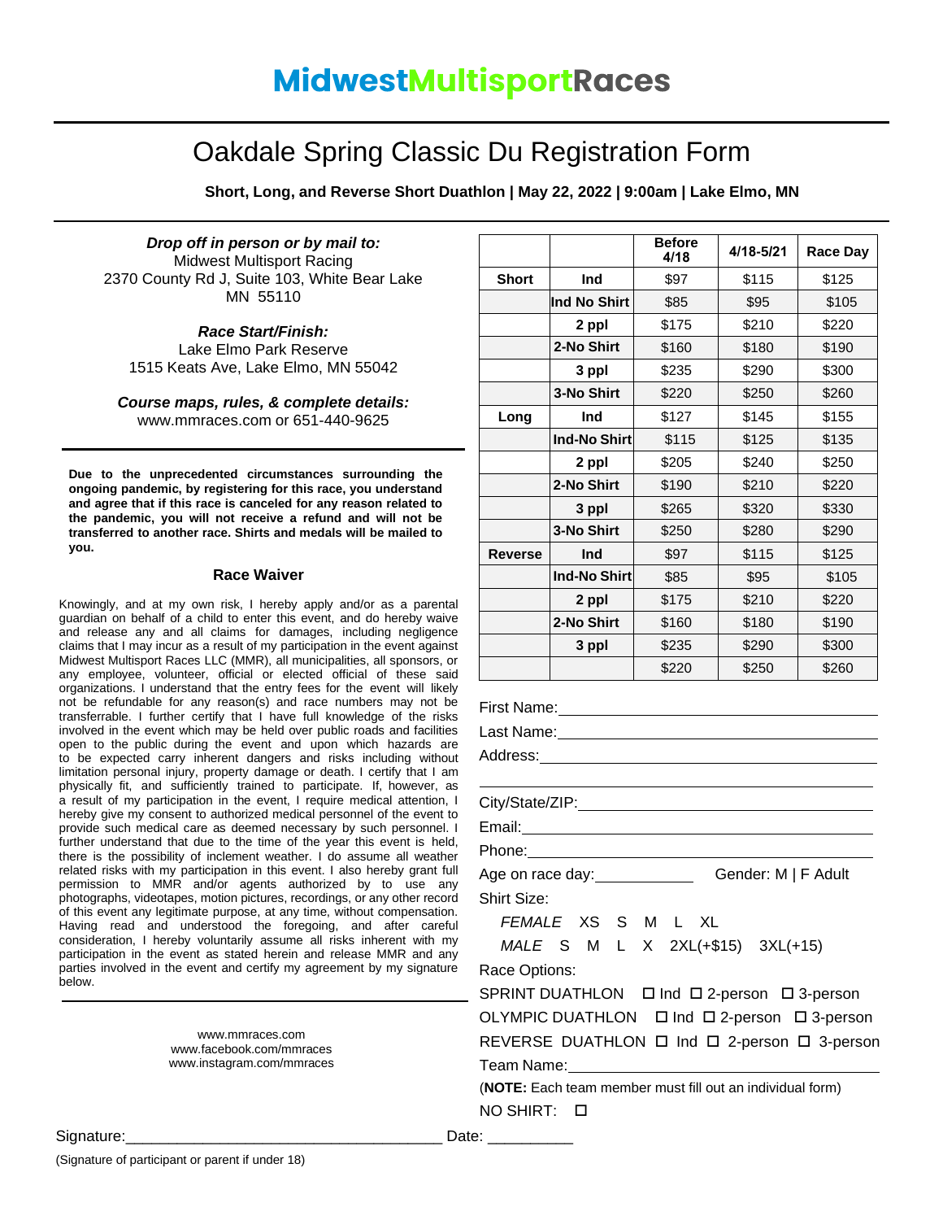# MidwestMultisportRaces

## Oakdale Spring Classic Du Registration Form

**Short, Long, and Reverse Short Duathlon | May 22, 2022 | 9:00am | Lake Elmo, MN**

***Drop off in person or by mail to:***
Midwest Multisport Racing
2370 County Rd J, Suite 103, White Bear Lake
MN 55110

***Race Start/Finish:***
Lake Elmo Park Reserve
1515 Keats Ave, Lake Elmo, MN 55042

***Course maps, rules, & complete details:***
www.mmraces.com or 651-440-9625

**Due to the unprecedented circumstances surrounding the ongoing pandemic, by registering for this race, you understand and agree that if this race is canceled for any reason related to the pandemic, you will not receive a refund and will not be transferred to another race. Shirts and medals will be mailed to you.**

### Race Waiver

Knowingly, and at my own risk, I hereby apply and/or as a parental guardian on behalf of a child to enter this event, and do hereby waive and release any and all claims for damages, including negligence claims that I may incur as a result of my participation in the event against Midwest Multisport Races LLC (MMR), all municipalities, all sponsors, or any employee, volunteer, official or elected official of these said organizations. I understand that the entry fees for the event will likely not be refundable for any reason(s) and race numbers may not be transferrable. I further certify that I have full knowledge of the risks involved in the event which may be held over public roads and facilities open to the public during the event and upon which hazards are to be expected carry inherent dangers and risks including without limitation personal injury, property damage or death. I certify that I am physically fit, and sufficiently trained to participate. If, however, as a result of my participation in the event, I require medical attention, I hereby give my consent to authorized medical personnel of the event to provide such medical care as deemed necessary by such personnel. I further understand that due to the time of the year this event is held, there is the possibility of inclement weather. I do assume all weather related risks with my participation in this event. I also hereby grant full permission to MMR and/or agents authorized by to use any photographs, videotapes, motion pictures, recordings, or any other record of this event any legitimate purpose, at any time, without compensation. Having read and understood the foregoing, and after careful consideration, I hereby voluntarily assume all risks inherent with my participation in the event as stated herein and release MMR and any parties involved in the event and certify my agreement by my signature below.

www.mmraces.com
www.facebook.com/mmraces
www.instagram.com/mmraces

| | | Before 4/18 | 4/18-5/21 | Race Day |
|---|---|---|---|---|
| **Short** | **Ind** | $97 | $115 | $125 |
| | **Ind No Shirt** | $85 | $95 | $105 |
| | **2 ppl** | $175 | $210 | $220 |
| | **2-No Shirt** | $160 | $180 | $190 |
| | **3 ppl** | $235 | $290 | $300 |
| | **3-No Shirt** | $220 | $250 | $260 |
| **Long** | **Ind** | $127 | $145 | $155 |
| | **Ind-No Shirt** | $115 | $125 | $135 |
| | **2 ppl** | $205 | $240 | $250 |
| | **2-No Shirt** | $190 | $210 | $220 |
| | **3 ppl** | $265 | $320 | $330 |
| | **3-No Shirt** | $250 | $280 | $290 |
| **Reverse** | **Ind** | $97 | $115 | $125 |
| | **Ind-No Shirt** | $85 | $95 | $105 |
| | **2 ppl** | $175 | $210 | $220 |
| | **2-No Shirt** | $160 | $180 | $190 |
| | **3 ppl** | $235 | $290 | $300 |
| | | $220 | $250 | $260 |

First Name: ______________________

Last Name: ______________________

Address: ______________________

______________________

City/State/ZIP: ______________________

Email: ______________________

Phone: ______________________

Age on race day: __________ Gender: M | F Adult

Shirt Size:

*FEMALE* XS S M L XL

*MALE* S M L X 2XL(+$15) 3XL(+15)

Race Options:

SPRINT DUATHLON ☐ Ind ☐ 2-person ☐ 3-person

OLYMPIC DUATHLON ☐ Ind ☐ 2-person ☐ 3-person

REVERSE DUATHLON ☐ Ind ☐ 2-person ☐ 3-person

Team Name: ______________________

(**NOTE:** Each team member must fill out an individual form)

NO SHIRT: ☐

Signature:______________________________________ Date: __________

(Signature of participant or parent if under 18)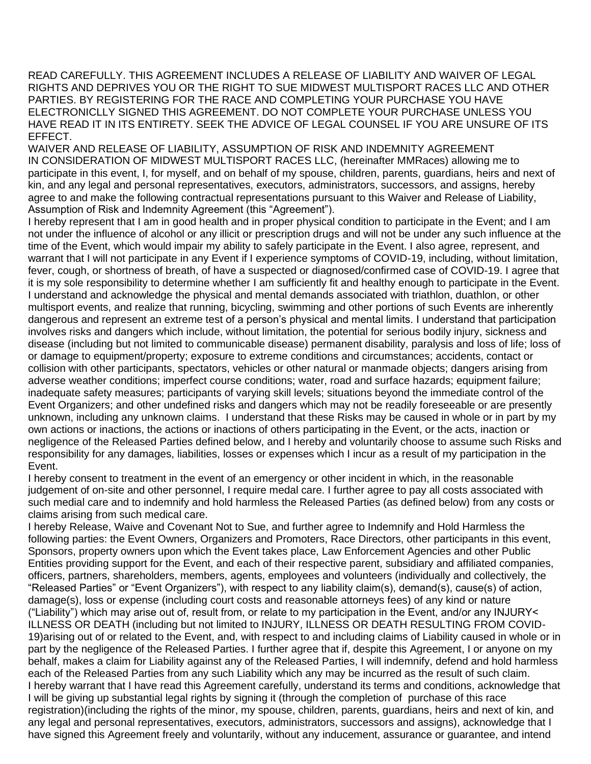READ CAREFULLY. THIS AGREEMENT INCLUDES A RELEASE OF LIABILITY AND WAIVER OF LEGAL RIGHTS AND DEPRIVES YOU OR THE RIGHT TO SUE MIDWEST MULTISPORT RACES LLC AND OTHER PARTIES. BY REGISTERING FOR THE RACE AND COMPLETING YOUR PURCHASE YOU HAVE ELECTRONICLLY SIGNED THIS AGREEMENT. DO NOT COMPLETE YOUR PURCHASE UNLESS YOU HAVE READ IT IN ITS ENTIRETY. SEEK THE ADVICE OF LEGAL COUNSEL IF YOU ARE UNSURE OF ITS EFFECT.

WAIVER AND RELEASE OF LIABILITY, ASSUMPTION OF RISK AND INDEMNITY AGREEMENT

IN CONSIDERATION OF MIDWEST MULTISPORT RACES LLC, (hereinafter MMRaces) allowing me to participate in this event, I, for myself, and on behalf of my spouse, children, parents, guardians, heirs and next of kin, and any legal and personal representatives, executors, administrators, successors, and assigns, hereby agree to and make the following contractual representations pursuant to this Waiver and Release of Liability, Assumption of Risk and Indemnity Agreement (this "Agreement").

I hereby represent that I am in good health and in proper physical condition to participate in the Event; and I am not under the influence of alcohol or any illicit or prescription drugs and will not be under any such influence at the time of the Event, which would impair my ability to safely participate in the Event. I also agree, represent, and warrant that I will not participate in any Event if I experience symptoms of COVID-19, including, without limitation, fever, cough, or shortness of breath, of have a suspected or diagnosed/confirmed case of COVID-19. I agree that it is my sole responsibility to determine whether I am sufficiently fit and healthy enough to participate in the Event. I understand and acknowledge the physical and mental demands associated with triathlon, duathlon, or other multisport events, and realize that running, bicycling, swimming and other portions of such Events are inherently dangerous and represent an extreme test of a person's physical and mental limits. I understand that participation involves risks and dangers which include, without limitation, the potential for serious bodily injury, sickness and disease (including but not limited to communicable disease) permanent disability, paralysis and loss of life; loss of or damage to equipment/property; exposure to extreme conditions and circumstances; accidents, contact or collision with other participants, spectators, vehicles or other natural or manmade objects; dangers arising from adverse weather conditions; imperfect course conditions; water, road and surface hazards; equipment failure; inadequate safety measures; participants of varying skill levels; situations beyond the immediate control of the Event Organizers; and other undefined risks and dangers which may not be readily foreseeable or are presently unknown, including any unknown claims. I understand that these Risks may be caused in whole or in part by my own actions or inactions, the actions or inactions of others participating in the Event, or the acts, inaction or negligence of the Released Parties defined below, and I hereby and voluntarily choose to assume such Risks and responsibility for any damages, liabilities, losses or expenses which I incur as a result of my participation in the Event.

I hereby consent to treatment in the event of an emergency or other incident in which, in the reasonable judgement of on-site and other personnel, I require medal care. I further agree to pay all costs associated with such medial care and to indemnify and hold harmless the Released Parties (as defined below) from any costs or claims arising from such medical care.

I hereby Release, Waive and Covenant Not to Sue, and further agree to Indemnify and Hold Harmless the following parties: the Event Owners, Organizers and Promoters, Race Directors, other participants in this event, Sponsors, property owners upon which the Event takes place, Law Enforcement Agencies and other Public Entities providing support for the Event, and each of their respective parent, subsidiary and affiliated companies, officers, partners, shareholders, members, agents, employees and volunteers (individually and collectively, the "Released Parties" or "Event Organizers"), with respect to any liability claim(s), demand(s), cause(s) of action, damage(s), loss or expense (including court costs and reasonable attorneys fees) of any kind or nature ("Liability") which may arise out of, result from, or relate to my participation in the Event, and/or any INJURY< ILLNESS OR DEATH (including but not limited to INJURY, ILLNESS OR DEATH RESULTING FROM COVID-19)arising out of or related to the Event, and, with respect to and including claims of Liability caused in whole or in part by the negligence of the Released Parties. I further agree that if, despite this Agreement, I or anyone on my behalf, makes a claim for Liability against any of the Released Parties, I will indemnify, defend and hold harmless each of the Released Parties from any such Liability which any may be incurred as the result of such claim.

I hereby warrant that I have read this Agreement carefully, understand its terms and conditions, acknowledge that I will be giving up substantial legal rights by signing it (through the completion of purchase of this race registration)(including the rights of the minor, my spouse, children, parents, guardians, heirs and next of kin, and any legal and personal representatives, executors, administrators, successors and assigns), acknowledge that I have signed this Agreement freely and voluntarily, without any inducement, assurance or guarantee, and intend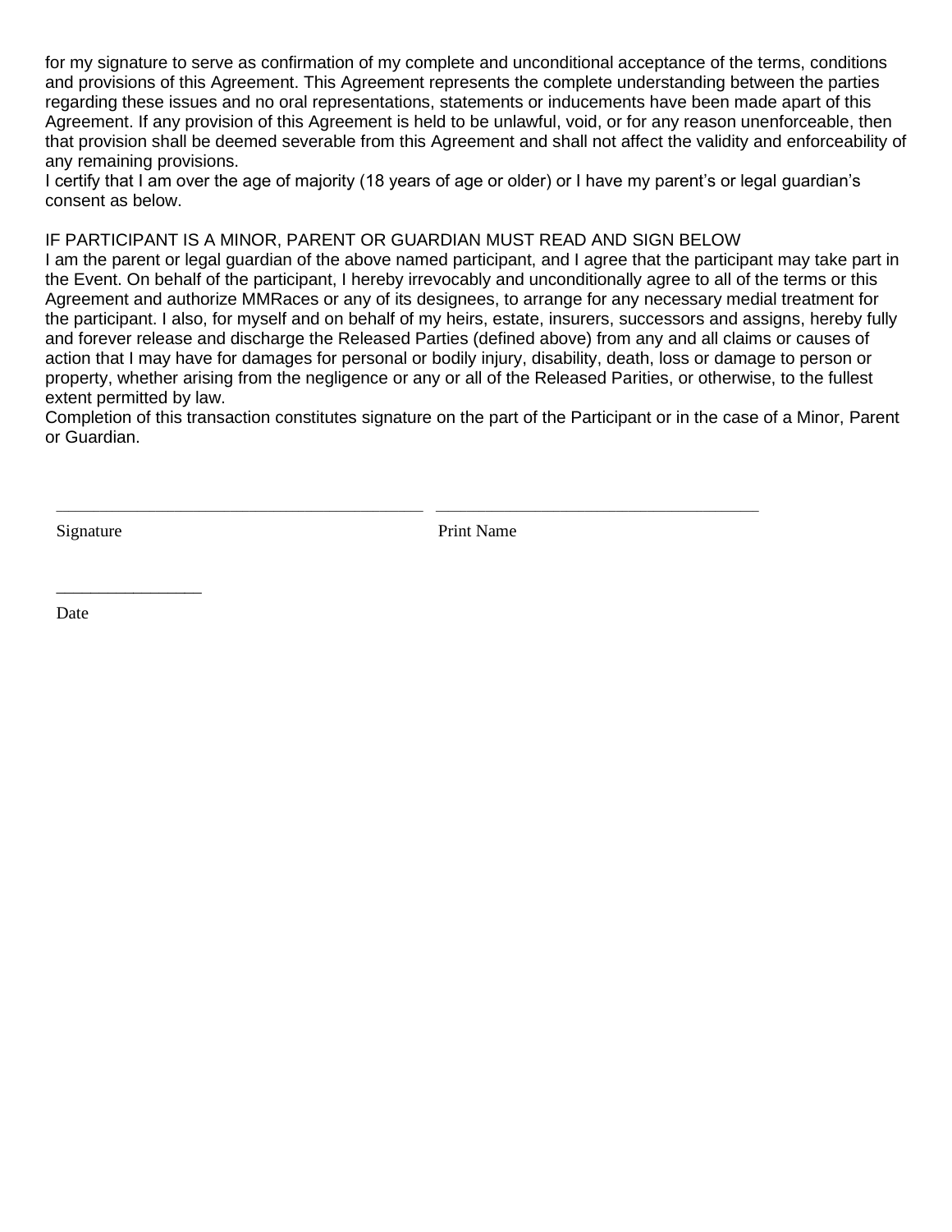for my signature to serve as confirmation of my complete and unconditional acceptance of the terms, conditions and provisions of this Agreement. This Agreement represents the complete understanding between the parties regarding these issues and no oral representations, statements or inducements have been made apart of this Agreement. If any provision of this Agreement is held to be unlawful, void, or for any reason unenforceable, then that provision shall be deemed severable from this Agreement and shall not affect the validity and enforceability of any remaining provisions.

I certify that I am over the age of majority (18 years of age or older) or I have my parent's or legal guardian's consent as below.

IF PARTICIPANT IS A MINOR, PARENT OR GUARDIAN MUST READ AND SIGN BELOW

I am the parent or legal guardian of the above named participant, and I agree that the participant may take part in the Event. On behalf of the participant, I hereby irrevocably and unconditionally agree to all of the terms or this Agreement and authorize MMRaces or any of its designees, to arrange for any necessary medial treatment for the participant. I also, for myself and on behalf of my heirs, estate, insurers, successors and assigns, hereby fully and forever release and discharge the Released Parties (defined above) from any and all claims or causes of action that I may have for damages for personal or bodily injury, disability, death, loss or damage to person or property, whether arising from the negligence or any or all of the Released Parities, or otherwise, to the fullest extent permitted by law.

Completion of this transaction constitutes signature on the part of the Participant or in the case of a Minor, Parent or Guardian.

\_\_\_\_\_\_\_\_\_\_\_\_\_\_\_\_\_\_\_\_\_\_\_\_\_\_\_\_\_\_\_\_\_\_\_\_\_\_\_\_ \_\_\_\_\_\_\_\_\_\_\_\_\_\_\_\_\_\_\_\_\_\_\_\_\_\_\_\_\_\_\_\_\_\_\_\_\_\_

Signature Print Name

\_\_\_\_\_\_\_\_\_\_\_\_\_\_\_\_\_

Date